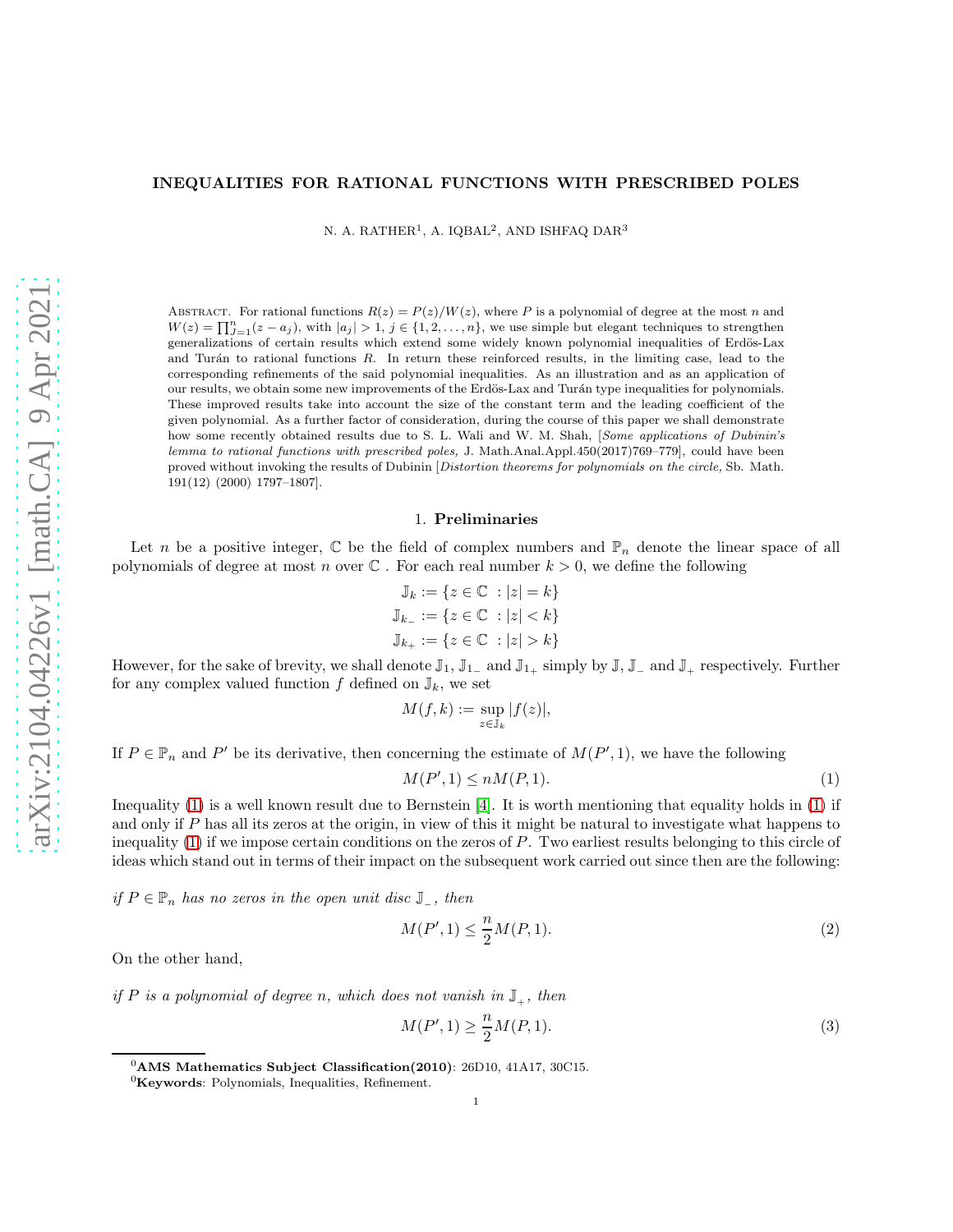# INEQUALITIES FOR RATIONAL FUNCTIONS WITH PRESCRIBED POLES

N. A. RATHER[1], A. IQBAL[2], AND ISHFAQ DAR[3]

Abstract. For rational functions $R(z) = P(z)/W(z)$, where $P$ is a polynomial of degree at the most $n$ and $W(z) = \prod_{J=1}^{n}(z - a_j)$, with $|a_j| > 1$, $j \in \{1, 2, \dots, n\}$, we use simple but elegant techniques to strengthen generalizations of certain results which extend some widely known polynomial inequalities of Erdös-Lax and Turán to rational functions $R$. In return these reinforced results, in the limiting case, lead to the corresponding refinements of the said polynomial inequalities. As an illustration and as an application of our results, we obtain some new improvements of the Erdös-Lax and Turán type inequalities for polynomials. These improved results take into account the size of the constant term and the leading coefficient of the given polynomial. As a further factor of consideration, during the course of this paper we shall demonstrate how some recently obtained results due to S. L. Wali and W. M. Shah, [*Some applications of Dubinin's lemma to rational functions with prescribed poles,* J. Math.Anal.Appl.450(2017)769–779], could have been proved without invoking the results of Dubinin [*Distortion theorems for polynomials on the circle,* Sb. Math. 191(12) (2000) 1797–1807].

## 1. Preliminaries

Let $n$ be a positive integer, $\mathbb{C}$ be the field of complex numbers and $\mathbb{P}_n$ denote the linear space of all polynomials of degree at most $n$ over $\mathbb{C}$ . For each real number $k > 0$, we define the following

$$\mathbb{J}_k := \{z \in \mathbb{C} \ : |z| = k\}$$
$$\mathbb{J}_{k_-} := \{z \in \mathbb{C} \ : |z| < k\}$$
$$\mathbb{J}_{k_+} := \{z \in \mathbb{C} \ : |z| > k\}$$

However, for the sake of brevity, we shall denote $\mathbb{J}_1$, $\mathbb{J}_{1_-}$ and $\mathbb{J}_{1_+}$ simply by $\mathbb{J}$, $\mathbb{J}_-$ and $\mathbb{J}_+$ respectively. Further for any complex valued function $f$ defined on $\mathbb{J}_k$, we set

$$M(f, k) := \sup_{z \in \mathbb{J}_k} |f(z)|,$$

If $P \in \mathbb{P}_n$ and $P'$ be its derivative, then concerning the estimate of $M(P', 1)$, we have the following

$$M(P', 1) \le nM(P, 1). \tag{1}$$

Inequality (1) is a well known result due to Bernstein [4]. It is worth mentioning that equality holds in (1) if and only if $P$ has all its zeros at the origin, in view of this it might be natural to investigate what happens to inequality (1) if we impose certain conditions on the zeros of $P$. Two earliest results belonging to this circle of ideas which stand out in terms of their impact on the subsequent work carried out since then are the following:

*if $P \in \mathbb{P}_n$ has no zeros in the open unit disc $\mathbb{J}_-$, then*

$$M(P', 1) \le \frac{n}{2}M(P, 1). \tag{2}$$

On the other hand,

*if $P$ is a polynomial of degree $n$, which does not vanish in $\mathbb{J}_+$, then*

$$M(P', 1) \ge \frac{n}{2}M(P, 1). \tag{3}$$

---

**AMS Mathematics Subject Classification(2010)**: 26D10, 41A17, 30C15.

**Keywords**: Polynomials, Inequalities, Refinement.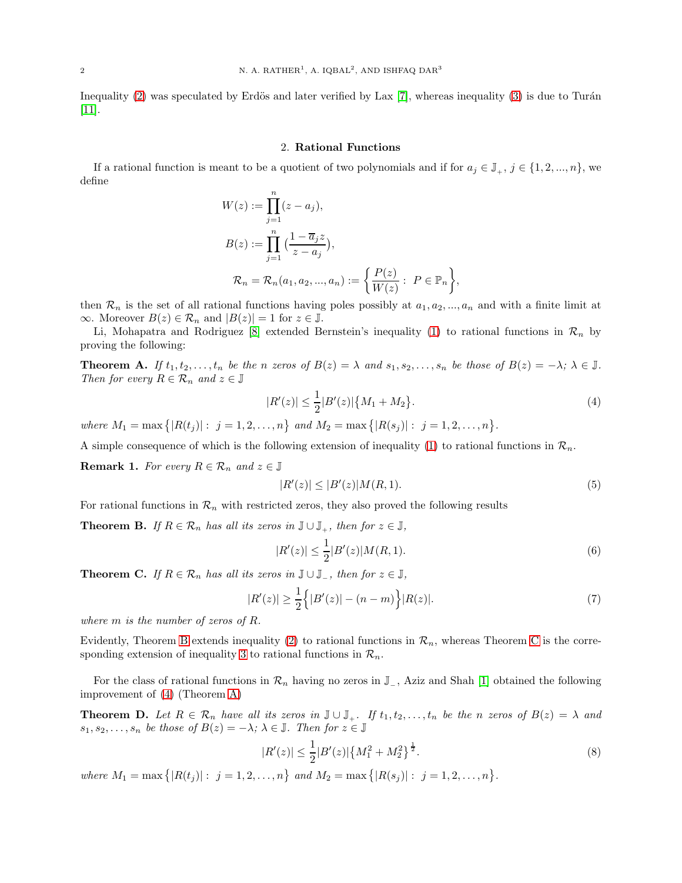Inequality (2) was speculated by Erdös and later verified by Lax [7], whereas inequality (3) is due to Turán [11].

## 2. **Rational Functions**

If a rational function is meant to be a quotient of two polynomials and if for $a_j \in \mathbb{J}_+$, $j \in \{1, 2, ..., n\}$, we define

$$W(z) := \prod_{j=1}^{n}(z - a_j),$$

$$B(z) := \prod_{j=1}^{n}\left(\frac{1 - \overline{a}_j z}{z - a_j}\right),$$

$$\mathcal{R}_n = \mathcal{R}_n(a_1, a_2, ..., a_n) := \left\{\frac{P(z)}{W(z)} : \ P \in \mathbb{P}_n\right\},$$

then $\mathcal{R}_n$ is the set of all rational functions having poles possibly at $a_1, a_2, ..., a_n$ and with a finite limit at $\infty$. Moreover $B(z) \in \mathcal{R}_n$ and $|B(z)| = 1$ for $z \in \mathbb{J}$.

Li, Mohapatra and Rodriguez [8] extended Bernstein's inequality (1) to rational functions in $\mathcal{R}_n$ by proving the following:

**Theorem A.** *If $t_1, t_2, \ldots, t_n$ be the $n$ zeros of $B(z) = \lambda$ and $s_1, s_2, \ldots, s_n$ be those of $B(z) = -\lambda$; $\lambda \in \mathbb{J}$. Then for every $R \in \mathcal{R}_n$ and $z \in \mathbb{J}$*

$$|R'(z)| \leq \frac{1}{2}|B'(z)|\big\{M_1 + M_2\big\}. \tag{4}$$

*where $M_1 = \max\big\{|R(t_j)| : \ j = 1, 2, \ldots, n\big\}$ and $M_2 = \max\big\{|R(s_j)| : \ j = 1, 2, \ldots, n\big\}$.*

A simple consequence of which is the following extension of inequality (1) to rational functions in $\mathcal{R}_n$.

**Remark 1.** *For every $R \in \mathcal{R}_n$ and $z \in \mathbb{J}$*

$$|R'(z)| \leq |B'(z)|M(R, 1). \tag{5}$$

For rational functions in $\mathcal{R}_n$ with restricted zeros, they also proved the following results

**Theorem B.** *If $R \in \mathcal{R}_n$ has all its zeros in $\mathbb{J} \cup \mathbb{J}_+$, then for $z \in \mathbb{J}$,*

$$|R'(z)| \leq \frac{1}{2}|B'(z)|M(R, 1). \tag{6}$$

**Theorem C.** *If $R \in \mathcal{R}_n$ has all its zeros in $\mathbb{J} \cup \mathbb{J}_-$, then for $z \in \mathbb{J}$,*

$$|R'(z)| \geq \frac{1}{2}\Big\{|B'(z)| - (n - m)\Big\}|R(z)|. \tag{7}$$

*where $m$ is the number of zeros of $R$.*

Evidently, Theorem B extends inequality (2) to rational functions in $\mathcal{R}_n$, whereas Theorem C is the corresponding extension of inequality 3 to rational functions in $\mathcal{R}_n$.

For the class of rational functions in $\mathcal{R}_n$ having no zeros in $\mathbb{J}_-$, Aziz and Shah [1] obtained the following improvement of (4) (Theorem A)

**Theorem D.** *Let $R \in \mathcal{R}_n$ have all its zeros in $\mathbb{J} \cup \mathbb{J}_+$. If $t_1, t_2, \ldots, t_n$ be the $n$ zeros of $B(z) = \lambda$ and $s_1, s_2, \ldots, s_n$ be those of $B(z) = -\lambda$; $\lambda \in \mathbb{J}$. Then for $z \in \mathbb{J}$*

$$|R'(z)| \leq \frac{1}{2}|B'(z)|\big\{M_1^2 + M_2^2\big\}^{\frac{1}{2}}. \tag{8}$$

*where $M_1 = \max\big\{|R(t_j)| : \ j = 1, 2, \ldots, n\big\}$ and $M_2 = \max\big\{|R(s_j)| : \ j = 1, 2, \ldots, n\big\}$.*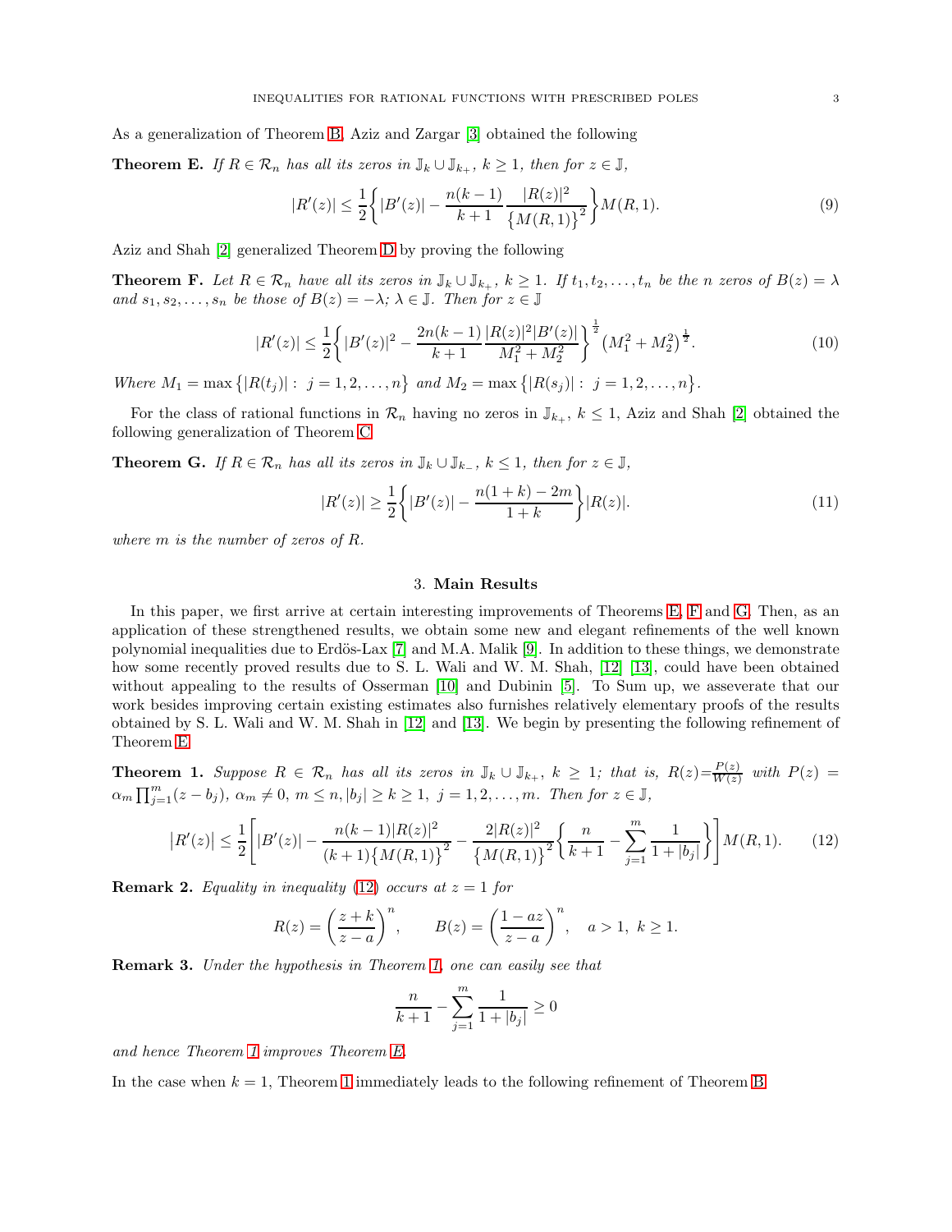As a generalization of Theorem B, Aziz and Zargar [3] obtained the following

**Theorem E.** *If $R \in \mathcal{R}_n$ has all its zeros in $\mathbb{J}_k \cup \mathbb{J}_{k_+}$, $k \geq 1$, then for $z \in \mathbb{J}$,*

$$|R'(z)| \leq \frac{1}{2}\left\{|B'(z)| - \frac{n(k-1)}{k+1}\frac{|R(z)|^2}{\{M(R,1)\}^2}\right\}M(R,1). \tag{9}$$

Aziz and Shah [2] generalized Theorem D by proving the following

**Theorem F.** *Let $R \in \mathcal{R}_n$ have all its zeros in $\mathbb{J}_k \cup \mathbb{J}_{k_+}$, $k \geq 1$. If $t_1, t_2, \ldots, t_n$ be the $n$ zeros of $B(z) = \lambda$ and $s_1, s_2, \ldots, s_n$ be those of $B(z) = -\lambda$; $\lambda \in \mathbb{J}$. Then for $z \in \mathbb{J}$*

$$|R'(z)| \leq \frac{1}{2}\left\{|B'(z)|^2 - \frac{2n(k-1)}{k+1}\frac{|R(z)|^2|B'(z)|}{M_1^2 + M_2^2}\right\}^{\frac{1}{2}}\left(M_1^2 + M_2^2\right)^{\frac{1}{2}}. \tag{10}$$

*Where $M_1 = \max\{|R(t_j)| : \ j = 1, 2, \ldots, n\}$ and $M_2 = \max\{|R(s_j)| : \ j = 1, 2, \ldots, n\}$.*

For the class of rational functions in $\mathcal{R}_n$ having no zeros in $\mathbb{J}_{k_+}$, $k \leq 1$, Aziz and Shah [2] obtained the following generalization of Theorem C

**Theorem G.** *If $R \in \mathcal{R}_n$ has all its zeros in $\mathbb{J}_k \cup \mathbb{J}_{k_-}$, $k \leq 1$, then for $z \in \mathbb{J}$,*

$$|R'(z)| \geq \frac{1}{2}\left\{|B'(z)| - \frac{n(1+k) - 2m}{1+k}\right\}|R(z)|. \tag{11}$$

*where $m$ is the number of zeros of $R$.*

## 3. Main Results

In this paper, we first arrive at certain interesting improvements of Theorems E, F and G. Then, as an application of these strengthened results, we obtain some new and elegant refinements of the well known polynomial inequalities due to Erdös-Lax [7] and M.A. Malik [9]. In addition to these things, we demonstrate how some recently proved results due to S. L. Wali and W. M. Shah, [12] [13], could have been obtained without appealing to the results of Osserman [10] and Dubinin [5]. To Sum up, we asseverate that our work besides improving certain existing estimates also furnishes relatively elementary proofs of the results obtained by S. L. Wali and W. M. Shah in [12] and [13]. We begin by presenting the following refinement of Theorem E.

**Theorem 1.** *Suppose $R \in \mathcal{R}_n$ has all its zeros in $\mathbb{J}_k \cup \mathbb{J}_{k_+}$, $k \geq 1$; that is, $R(z) = \frac{P(z)}{W(z)}$ with $P(z) = \alpha_m \prod_{j=1}^{m}(z - b_j)$, $\alpha_m \neq 0$, $m \leq n$, $|b_j| \geq k \geq 1$, $j = 1, 2, \ldots, m$. Then for $z \in \mathbb{J}$,*

$$\left|R'(z)\right| \leq \frac{1}{2}\left[|B'(z)| - \frac{n(k-1)|R(z)|^2}{(k+1)\{M(R,1)\}^2} - \frac{2|R(z)|^2}{\{M(R,1)\}^2}\left\{\frac{n}{k+1} - \sum_{j=1}^{m}\frac{1}{1+|b_j|}\right\}\right]M(R,1). \tag{12}$$

**Remark 2.** *Equality in inequality (12) occurs at $z = 1$ for*

$$R(z) = \left(\frac{z+k}{z-a}\right)^n, \qquad B(z) = \left(\frac{1-az}{z-a}\right)^n, \quad a > 1, \ k \geq 1.$$

**Remark 3.** *Under the hypothesis in Theorem 1, one can easily see that*

$$\frac{n}{k+1} - \sum_{j=1}^{m}\frac{1}{1+|b_j|} \geq 0$$

*and hence Theorem 1 improves Theorem E.*

In the case when $k = 1$, Theorem 1 immediately leads to the following refinement of Theorem B.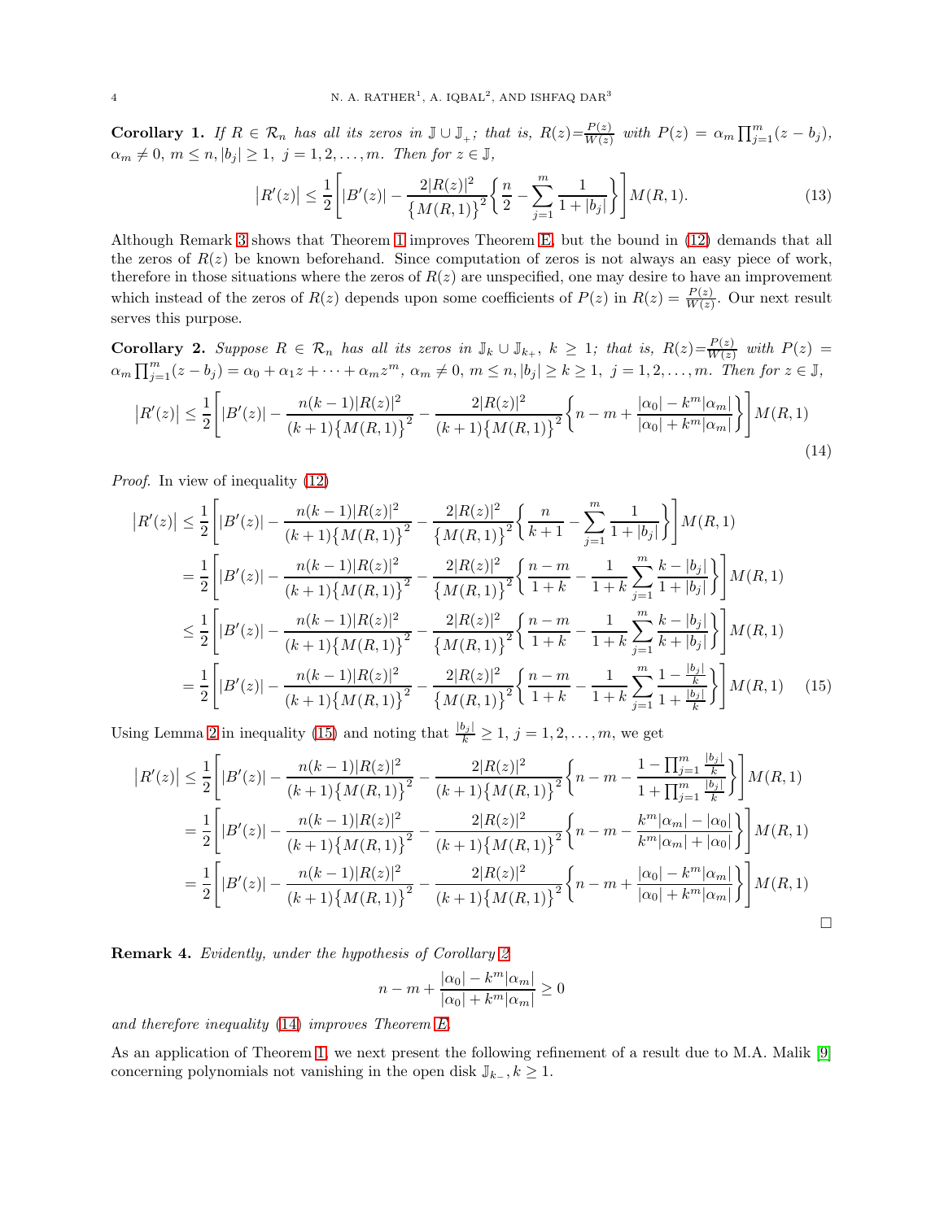**Corollary 1.** *If $R \in \mathcal{R}_n$ has all its zeros in $\mathbb{J} \cup \mathbb{J}_+$; that is, $R(z)=\frac{P(z)}{W(z)}$ with $P(z) = \alpha_m \prod_{j=1}^{m}(z-b_j)$, $\alpha_m \neq 0$, $m \leq n, |b_j| \geq 1$, $j = 1, 2, \ldots, m$. Then for $z \in \mathbb{J}$,*

$$\left|R'(z)\right| \leq \frac{1}{2}\left[|B'(z)| - \frac{2|R(z)|^2}{\{M(R,1)\}^2}\left\{\frac{n}{2} - \sum_{j=1}^{m}\frac{1}{1+|b_j|}\right\}\right]M(R,1). \tag{13}$$

Although Remark 3 shows that Theorem 1 improves Theorem E, but the bound in (12) demands that all the zeros of $R(z)$ be known beforehand. Since computation of zeros is not always an easy piece of work, therefore in those situations where the zeros of $R(z)$ are unspecified, one may desire to have an improvement which instead of the zeros of $R(z)$ depends upon some coefficients of $P(z)$ in $R(z) = \frac{P(z)}{W(z)}$. Our next result serves this purpose.

**Corollary 2.** *Suppose $R \in \mathcal{R}_n$ has all its zeros in $\mathbb{J}_k \cup \mathbb{J}_{k+}$, $k \geq 1$; that is, $R(z)=\frac{P(z)}{W(z)}$ with $P(z) = \alpha_m \prod_{j=1}^{m}(z-b_j) = \alpha_0 + \alpha_1 z + \cdots + \alpha_m z^m$, $\alpha_m \neq 0$, $m \leq n, |b_j| \geq k \geq 1$, $j = 1, 2, \ldots, m$. Then for $z \in \mathbb{J}$,*

$$\left|R'(z)\right| \leq \frac{1}{2}\left[|B'(z)| - \frac{n(k-1)|R(z)|^2}{(k+1)\{M(R,1)\}^2} - \frac{2|R(z)|^2}{(k+1)\{M(R,1)\}^2}\left\{n - m + \frac{|\alpha_0| - k^m|\alpha_m|}{|\alpha_0| + k^m|\alpha_m|}\right\}\right]M(R,1) \tag{14}$$

*Proof.* In view of inequality (12)

$$\begin{aligned}
\left|R'(z)\right| &\leq \frac{1}{2}\left[|B'(z)| - \frac{n(k-1)|R(z)|^2}{(k+1)\{M(R,1)\}^2} - \frac{2|R(z)|^2}{\{M(R,1)\}^2}\left\{\frac{n}{k+1} - \sum_{j=1}^{m}\frac{1}{1+|b_j|}\right\}\right]M(R,1) \\
&= \frac{1}{2}\left[|B'(z)| - \frac{n(k-1)|R(z)|^2}{(k+1)\{M(R,1)\}^2} - \frac{2|R(z)|^2}{\{M(R,1)\}^2}\left\{\frac{n-m}{1+k} - \frac{1}{1+k}\sum_{j=1}^{m}\frac{k-|b_j|}{1+|b_j|}\right\}\right]M(R,1) \\
&\leq \frac{1}{2}\left[|B'(z)| - \frac{n(k-1)|R(z)|^2}{(k+1)\{M(R,1)\}^2} - \frac{2|R(z)|^2}{\{M(R,1)\}^2}\left\{\frac{n-m}{1+k} - \frac{1}{1+k}\sum_{j=1}^{m}\frac{k-|b_j|}{k+|b_j|}\right\}\right]M(R,1) \\
&= \frac{1}{2}\left[|B'(z)| - \frac{n(k-1)|R(z)|^2}{(k+1)\{M(R,1)\}^2} - \frac{2|R(z)|^2}{\{M(R,1)\}^2}\left\{\frac{n-m}{1+k} - \frac{1}{1+k}\sum_{j=1}^{m}\frac{1-\frac{|b_j|}{k}}{1+\frac{|b_j|}{k}}\right\}\right]M(R,1)
\end{aligned} \tag{15}$$

Using Lemma 2 in inequality (15) and noting that $\frac{|b_j|}{k} \geq 1$, $j = 1, 2, \ldots, m$, we get

$$\begin{aligned}
\left|R'(z)\right| &\leq \frac{1}{2}\left[|B'(z)| - \frac{n(k-1)|R(z)|^2}{(k+1)\{M(R,1)\}^2} - \frac{2|R(z)|^2}{(k+1)\{M(R,1)\}^2}\left\{n - m - \frac{1-\prod_{j=1}^{m}\frac{|b_j|}{k}}{1+\prod_{j=1}^{m}\frac{|b_j|}{k}}\right\}\right]M(R,1) \\
&= \frac{1}{2}\left[|B'(z)| - \frac{n(k-1)|R(z)|^2}{(k+1)\{M(R,1)\}^2} - \frac{2|R(z)|^2}{(k+1)\{M(R,1)\}^2}\left\{n - m - \frac{k^m|\alpha_m| - |\alpha_0|}{k^m|\alpha_m| + |\alpha_0|}\right\}\right]M(R,1) \\
&= \frac{1}{2}\left[|B'(z)| - \frac{n(k-1)|R(z)|^2}{(k+1)\{M(R,1)\}^2} - \frac{2|R(z)|^2}{(k+1)\{M(R,1)\}^2}\left\{n - m + \frac{|\alpha_0| - k^m|\alpha_m|}{|\alpha_0| + k^m|\alpha_m|}\right\}\right]M(R,1)
\end{aligned}$$

□

**Remark 4.** *Evidently, under the hypothesis of Corollary 2*

$$n - m + \frac{|\alpha_0| - k^m|\alpha_m|}{|\alpha_0| + k^m|\alpha_m|} \geq 0$$

*and therefore inequality (14) improves Theorem E.*

As an application of Theorem 1, we next present the following refinement of a result due to M.A. Malik [9] concerning polynomials not vanishing in the open disk $\mathbb{J}_{k-}$, $k \geq 1$.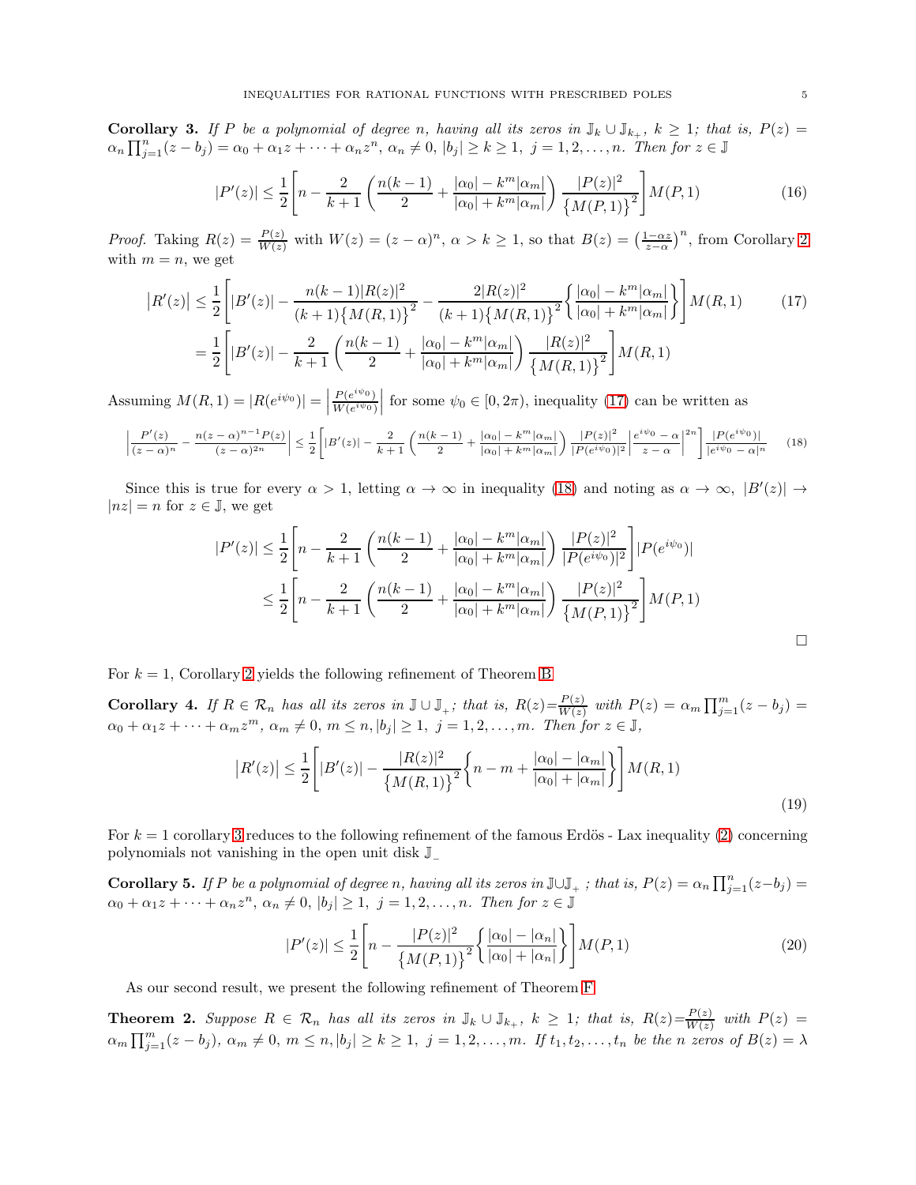**Corollary 3.** *If $P$ be a polynomial of degree $n$, having all its zeros in $\mathbb{J}_k \cup \mathbb{J}_{k_+}$, $k \geq 1$; that is, $P(z) = \alpha_n \prod_{j=1}^{n}(z - b_j) = \alpha_0 + \alpha_1 z + \cdots + \alpha_n z^n$, $\alpha_n \neq 0$, $|b_j| \geq k \geq 1$, $j = 1, 2, \ldots, n$. Then for $z \in \mathbb{J}$*

$$|P'(z)| \leq \frac{1}{2}\left[n - \frac{2}{k+1}\left(\frac{n(k-1)}{2} + \frac{|\alpha_0| - k^m|\alpha_m|}{|\alpha_0| + k^m|\alpha_m|}\right)\frac{|P(z)|^2}{\{M(P,1)\}^2}\right]M(P,1) \tag{16}$$

*Proof.* Taking $R(z) = \frac{P(z)}{W(z)}$ with $W(z) = (z-\alpha)^n$, $\alpha > k \geq 1$, so that $B(z) = \left(\frac{1-\alpha z}{z-\alpha}\right)^n$, from Corollary 2 with $m = n$, we get

$$\begin{aligned}
\left|R'(z)\right| &\leq \frac{1}{2}\left[|B'(z)| - \frac{n(k-1)|R(z)|^2}{(k+1)\{M(R,1)\}^2} - \frac{2|R(z)|^2}{(k+1)\{M(R,1)\}^2}\left\{\frac{|\alpha_0| - k^m|\alpha_m|}{|\alpha_0| + k^m|\alpha_m|}\right\}\right]M(R,1) \qquad (17)\\
&= \frac{1}{2}\left[|B'(z)| - \frac{2}{k+1}\left(\frac{n(k-1)}{2} + \frac{|\alpha_0| - k^m|\alpha_m|}{|\alpha_0| + k^m|\alpha_m|}\right)\frac{|R(z)|^2}{\{M(R,1)\}^2}\right]M(R,1)
\end{aligned}$$

Assuming $M(R,1) = |R(e^{i\psi_0})| = \left|\frac{P(e^{i\psi_0})}{W(e^{i\psi_0})}\right|$ for some $\psi_0 \in [0, 2\pi)$, inequality (17) can be written as

$$\left|\frac{P'(z)}{(z-\alpha)^n} - \frac{n(z-\alpha)^{n-1}P(z)}{(z-\alpha)^{2n}}\right| \leq \frac{1}{2}\left[|B'(z)| - \frac{2}{k+1}\left(\frac{n(k-1)}{2} + \frac{|\alpha_0| - k^m|\alpha_m|}{|\alpha_0| + k^m|\alpha_m|}\right)\frac{|P(z)|^2}{|P(e^{i\psi_0})|^2}\left|\frac{e^{i\psi_0} - \alpha}{z - \alpha}\right|^{2n}\right]\frac{|P(e^{i\psi_0})|}{|e^{i\psi_0} - \alpha|^n} \tag{18}$$

Since this is true for every $\alpha > 1$, letting $\alpha \to \infty$ in inequality (18) and noting as $\alpha \to \infty$, $|B'(z)| \to |nz| = n$ for $z \in \mathbb{J}$, we get

$$\begin{aligned}
|P'(z)| &\leq \frac{1}{2}\left[n - \frac{2}{k+1}\left(\frac{n(k-1)}{2} + \frac{|\alpha_0| - k^m|\alpha_m|}{|\alpha_0| + k^m|\alpha_m|}\right)\frac{|P(z)|^2}{|P(e^{i\psi_0})|^2}\right]|P(e^{i\psi_0})| \\
&\leq \frac{1}{2}\left[n - \frac{2}{k+1}\left(\frac{n(k-1)}{2} + \frac{|\alpha_0| - k^m|\alpha_m|}{|\alpha_0| + k^m|\alpha_m|}\right)\frac{|P(z)|^2}{\{M(P,1)\}^2}\right]M(P,1)
\end{aligned}$$

□

For $k = 1$, Corollary 2 yields the following refinement of Theorem B

**Corollary 4.** *If $R \in \mathcal{R}_n$ has all its zeros in $\mathbb{J} \cup \mathbb{J}_+$; that is, $R(z) = \frac{P(z)}{W(z)}$ with $P(z) = \alpha_m \prod_{j=1}^{m}(z - b_j) = \alpha_0 + \alpha_1 z + \cdots + \alpha_m z^m$, $\alpha_m \neq 0$, $m \leq n$, $|b_j| \geq 1$, $j = 1, 2, \ldots, m$. Then for $z \in \mathbb{J}$,*

$$\left|R'(z)\right| \leq \frac{1}{2}\left[|B'(z)| - \frac{|R(z)|^2}{\{M(R,1)\}^2}\left\{n - m + \frac{|\alpha_0| - |\alpha_m|}{|\alpha_0| + |\alpha_m|}\right\}\right]M(R,1) \tag{19}$$

For $k = 1$ corollary 3 reduces to the following refinement of the famous Erdös - Lax inequality (2) concerning polynomials not vanishing in the open unit disk $\mathbb{J}_-$

**Corollary 5.** *If $P$ be a polynomial of degree $n$, having all its zeros in $\mathbb{J} \cup \mathbb{J}_+$ ; that is, $P(z) = \alpha_n \prod_{j=1}^{n}(z - b_j) = \alpha_0 + \alpha_1 z + \cdots + \alpha_n z^n$, $\alpha_n \neq 0$, $|b_j| \geq 1$, $j = 1, 2, \ldots, n$. Then for $z \in \mathbb{J}$*

$$|P'(z)| \leq \frac{1}{2}\left[n - \frac{|P(z)|^2}{\{M(P,1)\}^2}\left\{\frac{|\alpha_0| - |\alpha_n|}{|\alpha_0| + |\alpha_n|}\right\}\right]M(P,1) \tag{20}$$

As our second result, we present the following refinement of Theorem F

**Theorem 2.** *Suppose $R \in \mathcal{R}_n$ has all its zeros in $\mathbb{J}_k \cup \mathbb{J}_{k_+}$, $k \geq 1$; that is, $R(z) = \frac{P(z)}{W(z)}$ with $P(z) = \alpha_m \prod_{j=1}^{m}(z - b_j)$, $\alpha_m \neq 0$, $m \leq n$, $|b_j| \geq k \geq 1$, $j = 1, 2, \ldots, m$. If $t_1, t_2, \ldots, t_n$ be the $n$ zeros of $B(z) = \lambda$*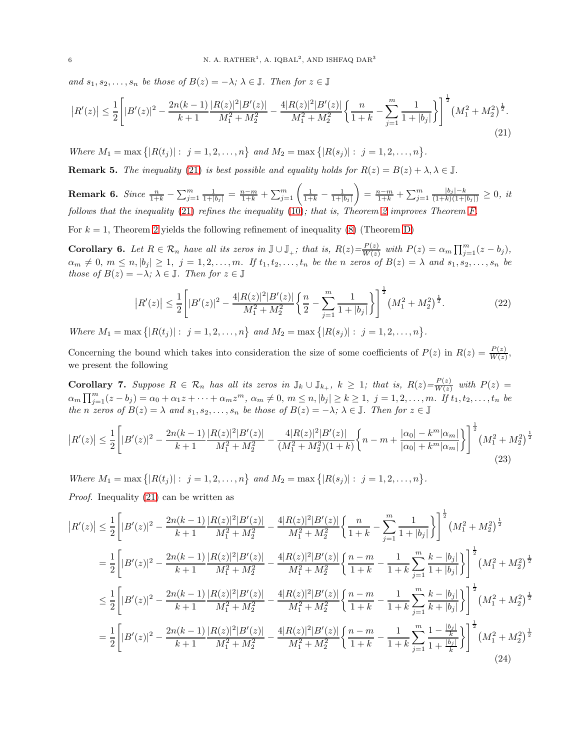and $s_1, s_2, \ldots, s_n$ be those of $B(z) = -\lambda$; $\lambda \in \mathbb{J}$. Then for $z \in \mathbb{J}$

$$
\left|R'(z)\right| \leq \frac{1}{2}\left[|B'(z)|^2 - \frac{2n(k-1)}{k+1}\frac{|R(z)|^2|B'(z)|}{M_1^2+M_2^2} - \frac{4|R(z)|^2|B'(z)|}{M_1^2+M_2^2}\left\{\frac{n}{1+k} - \sum_{j=1}^{m}\frac{1}{1+|b_j|}\right\}\right]^{\frac{1}{2}}\left(M_1^2+M_2^2\right)^{\frac{1}{2}}. \tag{21}
$$

*Where* $M_1 = \max\left\{|R(t_j)| : j = 1, 2, \ldots, n\right\}$ *and* $M_2 = \max\left\{|R(s_j)| : j = 1, 2, \ldots, n\right\}$.

**Remark 5.** *The inequality (21) is best possible and equality holds for* $R(z) = B(z) + \lambda, \lambda \in \mathbb{J}$.

**Remark 6.** *Since* $\frac{n}{1+k} - \sum_{j=1}^{m}\frac{1}{1+|b_j|} = \frac{n-m}{1+k} + \sum_{j=1}^{m}\left(\frac{1}{1+k} - \frac{1}{1+|b_j|}\right) = \frac{n-m}{1+k} + \sum_{j=1}^{m}\frac{|b_j|-k}{(1+k)(1+|b_j|)} \geq 0$, *it follows that the inequality (21) refines the inequality (10); that is, Theorem 2 improves Theorem F.*

For $k = 1$, Theorem 2 yields the following refinement of inequality (8) (Theorem D)

**Corollary 6.** *Let* $R \in \mathcal{R}_n$ *have all its zeros in* $\mathbb{J} \cup \mathbb{J}_+$*; that is,* $R(z) = \frac{P(z)}{W(z)}$ *with* $P(z) = \alpha_m \prod_{j=1}^{m}(z - b_j)$, $\alpha_m \neq 0$, $m \leq n, |b_j| \geq 1$, $j = 1, 2, \ldots, m$. *If* $t_1, t_2, \ldots, t_n$ *be the* $n$ *zeros of* $B(z) = \lambda$ *and* $s_1, s_2, \ldots, s_n$ *be those of* $B(z) = -\lambda$; $\lambda \in \mathbb{J}$. *Then for* $z \in \mathbb{J}$

$$
\left|R'(z)\right| \leq \frac{1}{2}\left[|B'(z)|^2 - \frac{4|R(z)|^2|B'(z)|}{M_1^2+M_2^2}\left\{\frac{n}{2} - \sum_{j=1}^{m}\frac{1}{1+|b_j|}\right\}\right]^{\frac{1}{2}}\left(M_1^2+M_2^2\right)^{\frac{1}{2}}. \tag{22}
$$

*Where* $M_1 = \max\left\{|R(t_j)| : j = 1, 2, \ldots, n\right\}$ *and* $M_2 = \max\left\{|R(s_j)| : j = 1, 2, \ldots, n\right\}$.

Concerning the bound which takes into consideration the size of some coefficients of $P(z)$ in $R(z) = \frac{P(z)}{W(z)}$, we present the following

**Corollary 7.** *Suppose* $R \in \mathcal{R}_n$ *has all its zeros in* $\mathbb{J}_k \cup \mathbb{J}_{k_+}$, $k \geq 1$*; that is,* $R(z) = \frac{P(z)}{W(z)}$ *with* $P(z) = \alpha_m \prod_{j=1}^{m}(z - b_j) = \alpha_0 + \alpha_1 z + \cdots + \alpha_m z^m$, $\alpha_m \neq 0$, $m \leq n, |b_j| \geq k \geq 1$, $j = 1, 2, \ldots, m$. *If* $t_1, t_2, \ldots, t_n$ *be the* $n$ *zeros of* $B(z) = \lambda$ *and* $s_1, s_2, \ldots, s_n$ *be those of* $B(z) = -\lambda$; $\lambda \in \mathbb{J}$. *Then for* $z \in \mathbb{J}$

$$
\left|R'(z)\right| \leq \frac{1}{2}\left[|B'(z)|^2 - \frac{2n(k-1)}{k+1}\frac{|R(z)|^2|B'(z)|}{M_1^2+M_2^2} - \frac{4|R(z)|^2|B'(z)|}{(M_1^2+M_2^2)(1+k)}\left\{n - m + \frac{|\alpha_0| - k^m|\alpha_m|}{|\alpha_0| + k^m|\alpha_m|}\right\}\right]^{\frac{1}{2}}\left(M_1^2+M_2^2\right)^{\frac{1}{2}} \tag{23}
$$

*Where* $M_1 = \max\left\{|R(t_j)| : j = 1, 2, \ldots, n\right\}$ *and* $M_2 = \max\left\{|R(s_j)| : j = 1, 2, \ldots, n\right\}$.

*Proof.* Inequality (21) can be written as

$$
\begin{aligned}
\left|R'(z)\right| &\leq \frac{1}{2}\left[|B'(z)|^2 - \frac{2n(k-1)}{k+1}\frac{|R(z)|^2|B'(z)|}{M_1^2+M_2^2} - \frac{4|R(z)|^2|B'(z)|}{M_1^2+M_2^2}\left\{\frac{n}{1+k} - \sum_{j=1}^{m}\frac{1}{1+|b_j|}\right\}\right]^{\frac{1}{2}}\left(M_1^2+M_2^2\right)^{\frac{1}{2}} \\
&= \frac{1}{2}\left[|B'(z)|^2 - \frac{2n(k-1)}{k+1}\frac{|R(z)|^2|B'(z)|}{M_1^2+M_2^2} - \frac{4|R(z)|^2|B'(z)|}{M_1^2+M_2^2}\left\{\frac{n-m}{1+k} - \frac{1}{1+k}\sum_{j=1}^{m}\frac{k-|b_j|}{1+|b_j|}\right\}\right]^{\frac{1}{2}}\left(M_1^2+M_2^2\right)^{\frac{1}{2}} \\
&\leq \frac{1}{2}\left[|B'(z)|^2 - \frac{2n(k-1)}{k+1}\frac{|R(z)|^2|B'(z)|}{M_1^2+M_2^2} - \frac{4|R(z)|^2|B'(z)|}{M_1^2+M_2^2}\left\{\frac{n-m}{1+k} - \frac{1}{1+k}\sum_{j=1}^{m}\frac{k-|b_j|}{k+|b_j|}\right\}\right]^{\frac{1}{2}}\left(M_1^2+M_2^2\right)^{\frac{1}{2}} \\
&= \frac{1}{2}\left[|B'(z)|^2 - \frac{2n(k-1)}{k+1}\frac{|R(z)|^2|B'(z)|}{M_1^2+M_2^2} - \frac{4|R(z)|^2|B'(z)|}{M_1^2+M_2^2}\left\{\frac{n-m}{1+k} - \frac{1}{1+k}\sum_{j=1}^{m}\frac{1-\frac{|b_j|}{k}}{1+\frac{|b_j|}{k}}\right\}\right]^{\frac{1}{2}}\left(M_1^2+M_2^2\right)^{\frac{1}{2}}
\end{aligned} \tag{24}
$$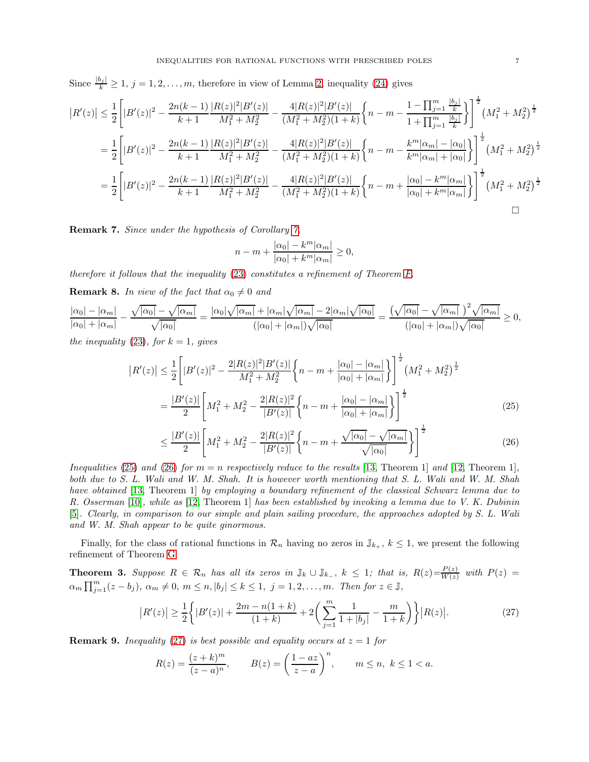Since $\frac{|b_j|}{k} \geq 1$, $j = 1, 2, \ldots, m$, therefore in view of Lemma 2, inequality (24) gives

$$
\begin{aligned}
\left|R'(z)\right| &\leq \frac{1}{2}\left[|B'(z)|^2 - \frac{2n(k-1)}{k+1}\frac{|R(z)|^2|B'(z)|}{M_1^2+M_2^2} - \frac{4|R(z)|^2|B'(z)|}{(M_1^2+M_2^2)(1+k)}\left\{n - m - \frac{1-\prod_{j=1}^{m}\frac{|b_j|}{k}}{1+\prod_{j=1}^{m}\frac{|b_j|}{k}}\right\}\right]^{\frac{1}{2}}\left(M_1^2+M_2^2\right)^{\frac{1}{2}} \\
&= \frac{1}{2}\left[|B'(z)|^2 - \frac{2n(k-1)}{k+1}\frac{|R(z)|^2|B'(z)|}{M_1^2+M_2^2} - \frac{4|R(z)|^2|B'(z)|}{(M_1^2+M_2^2)(1+k)}\left\{n - m - \frac{k^m|\alpha_m| - |\alpha_0|}{k^m|\alpha_m| + |\alpha_0|}\right\}\right]^{\frac{1}{2}}\left(M_1^2+M_2^2\right)^{\frac{1}{2}} \\
&= \frac{1}{2}\left[|B'(z)|^2 - \frac{2n(k-1)}{k+1}\frac{|R(z)|^2|B'(z)|}{M_1^2+M_2^2} - \frac{4|R(z)|^2|B'(z)|}{(M_1^2+M_2^2)(1+k)}\left\{n - m + \frac{|\alpha_0| - k^m|\alpha_m|}{|\alpha_0| + k^m|\alpha_m|}\right\}\right]^{\frac{1}{2}}\left(M_1^2+M_2^2\right)^{\frac{1}{2}}
\end{aligned}
$$

□

**Remark 7.** *Since under the hypothesis of Corollary 7,*

$$
n - m + \frac{|\alpha_0| - k^m|\alpha_m|}{|\alpha_0| + k^m|\alpha_m|} \geq 0,
$$

*therefore it follows that the inequality (23) constitutes a refinement of Theorem F.*

**Remark 8.** *In view of the fact that $\alpha_0 \neq 0$ and*

$$
\frac{|\alpha_0| - |\alpha_m|}{|\alpha_0| + |\alpha_m|} - \frac{\sqrt{|\alpha_0|} - \sqrt{|\alpha_m|}}{\sqrt{|\alpha_0|}} = \frac{|\alpha_0|\sqrt{|\alpha_m|} + |\alpha_m|\sqrt{|\alpha_m|} - 2|\alpha_m|\sqrt{|\alpha_0|}}{(|\alpha_0| + |\alpha_m|)\sqrt{|\alpha_0|}} = \frac{\left(\sqrt{|\alpha_0|} - \sqrt{|\alpha_m|}\ \right)^2\sqrt{|\alpha_m|}}{(|\alpha_0| + |\alpha_m|)\sqrt{|\alpha_0|}} \geq 0,
$$

*the inequality (23), for $k = 1$, gives*

$$
\begin{aligned}
\left|R'(z)\right| &\leq \frac{1}{2}\left[|B'(z)|^2 - \frac{2|R(z)|^2|B'(z)|}{M_1^2+M_2^2}\left\{n - m + \frac{|\alpha_0| - |\alpha_m|}{|\alpha_0| + |\alpha_m|}\right\}\right]^{\frac{1}{2}}\left(M_1^2+M_2^2\right)^{\frac{1}{2}} \\
&= \frac{|B'(z)|}{2}\left[M_1^2 + M_2^2 - \frac{2|R(z)|^2}{|B'(z)|}\left\{n - m + \frac{|\alpha_0| - |\alpha_m|}{|\alpha_0| + |\alpha_m|}\right\}\right]^{\frac{1}{2}} \qquad (25) \\
&\leq \frac{|B'(z)|}{2}\left[M_1^2 + M_2^2 - \frac{2|R(z)|^2}{|B'(z)|}\left\{n - m + \frac{\sqrt{|\alpha_0|} - \sqrt{|\alpha_m|}}{\sqrt{|\alpha_0|}}\right\}\right]^{\frac{1}{2}} \qquad (26)
\end{aligned}
$$

*Inequalities (25) and (26) for $m = n$ respectively reduce to the results [13, Theorem 1] and [12, Theorem 1], both due to S. L. Wali and W. M. Shah. It is however worth mentioning that S. L. Wali and W. M. Shah have obtained [13, Theorem 1] by employing a boundary refinement of the classical Schwarz lemma due to R. Osserman [10], while as [12, Theorem 1] has been established by invoking a lemma due to V. K. Dubinin [5]. Clearly, in comparison to our simple and plain sailing procedure, the approaches adopted by S. L. Wali and W. M. Shah appear to be quite ginormous.*

Finally, for the class of rational functions in $\mathcal{R}_n$ having no zeros in $\mathbb{J}_{k_+}$, $k \leq 1$, we present the following refinement of Theorem G.

**Theorem 3.** *Suppose $R \in \mathcal{R}_n$ has all its zeros in $\mathbb{J}_k \cup \mathbb{J}_{k_-}$, $k \leq 1$; that is, $R(z) = \frac{P(z)}{W(z)}$ with $P(z) = \alpha_m\prod_{j=1}^{m}(z - b_j)$, $\alpha_m \neq 0$, $m \leq n, |b_j| \leq k \leq 1$, $j = 1, 2, \ldots, m$. Then for $z \in \mathbb{J}$,*

$$
\left|R'(z)\right| \geq \frac{1}{2}\left\{|B'(z)| + \frac{2m - n(1+k)}{(1+k)} + 2\left(\sum_{j=1}^{m}\frac{1}{1+|b_j|} - \frac{m}{1+k}\right)\right\}\left|R(z)\right|. \qquad (27)
$$

**Remark 9.** *Inequality (27) is best possible and equality occurs at $z = 1$ for*

$$
R(z) = \frac{(z+k)^m}{(z-a)^n}, \qquad B(z) = \left(\frac{1-az}{z-a}\right)^n, \qquad m \leq n,\ k \leq 1 < a.
$$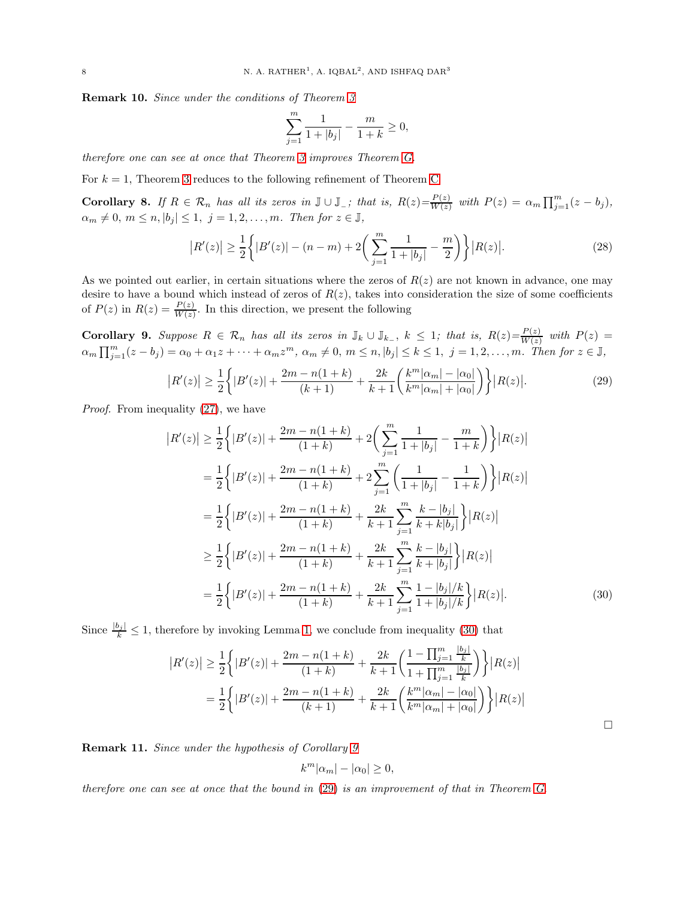**Remark 10.** *Since under the conditions of Theorem 3*

$$\sum_{j=1}^{m} \frac{1}{1+|b_j|} - \frac{m}{1+k} \geq 0,$$

*therefore one can see at once that Theorem 3 improves Theorem G.*

For $k = 1$, Theorem 3 reduces to the following refinement of Theorem C

**Corollary 8.** *If $R \in \mathcal{R}_n$ has all its zeros in $\mathbb{J} \cup \mathbb{J}_-$; that is, $R(z)=\frac{P(z)}{W(z)}$ with $P(z) = \alpha_m \prod_{j=1}^{m}(z-b_j)$, $\alpha_m \neq 0$, $m \leq n, |b_j| \leq 1$, $j = 1, 2, \ldots, m$. Then for $z \in \mathbb{J}$,*

$$\left|R'(z)\right| \geq \frac{1}{2}\left\{|B'(z)| - (n-m) + 2\left(\sum_{j=1}^{m} \frac{1}{1+|b_j|} - \frac{m}{2}\right)\right\}\left|R(z)\right|. \tag{28}$$

As we pointed out earlier, in certain situations where the zeros of $R(z)$ are not known in advance, one may desire to have a bound which instead of zeros of $R(z)$, takes into consideration the size of some coefficients of $P(z)$ in $R(z) = \frac{P(z)}{W(z)}$. In this direction, we present the following

**Corollary 9.** *Suppose $R \in \mathcal{R}_n$ has all its zeros in $\mathbb{J}_k \cup \mathbb{J}_{k_-}$, $k \leq 1$; that is, $R(z)=\frac{P(z)}{W(z)}$ with $P(z) = \alpha_m \prod_{j=1}^{m}(z-b_j) = \alpha_0 + \alpha_1 z + \cdots + \alpha_m z^m$, $\alpha_m \neq 0$, $m \leq n, |b_j| \leq k \leq 1$, $j = 1, 2, \ldots, m$. Then for $z \in \mathbb{J}$,*

$$\left|R'(z)\right| \geq \frac{1}{2}\left\{|B'(z)| + \frac{2m - n(1+k)}{(k+1)} + \frac{2k}{k+1}\left(\frac{k^m|\alpha_m| - |\alpha_0|}{k^m|\alpha_m| + |\alpha_0|}\right)\right\}\left|R(z)\right|. \tag{29}$$

*Proof.* From inequality (27), we have

$$\begin{aligned}
\left|R'(z)\right| &\geq \frac{1}{2}\left\{|B'(z)| + \frac{2m-n(1+k)}{(1+k)} + 2\left(\sum_{j=1}^{m}\frac{1}{1+|b_j|} - \frac{m}{1+k}\right)\right\}\left|R(z)\right| \\
&= \frac{1}{2}\left\{|B'(z)| + \frac{2m-n(1+k)}{(1+k)} + 2\sum_{j=1}^{m}\left(\frac{1}{1+|b_j|} - \frac{1}{1+k}\right)\right\}\left|R(z)\right| \\
&= \frac{1}{2}\left\{|B'(z)| + \frac{2m-n(1+k)}{(1+k)} + \frac{2k}{k+1}\sum_{j=1}^{m}\frac{k-|b_j|}{k+k|b_j|}\right\}\left|R(z)\right| \\
&\geq \frac{1}{2}\left\{|B'(z)| + \frac{2m-n(1+k)}{(1+k)} + \frac{2k}{k+1}\sum_{j=1}^{m}\frac{k-|b_j|}{k+|b_j|}\right\}\left|R(z)\right| \\
&= \frac{1}{2}\left\{|B'(z)| + \frac{2m-n(1+k)}{(1+k)} + \frac{2k}{k+1}\sum_{j=1}^{m}\frac{1-|b_j|/k}{1+|b_j|/k}\right\}\left|R(z)\right|.
\end{aligned} \tag{30}$$

Since $\frac{|b_j|}{k} \leq 1$, therefore by invoking Lemma 1, we conclude from inequality (30) that

$$\begin{aligned}
\left|R'(z)\right| &\geq \frac{1}{2}\left\{|B'(z)| + \frac{2m-n(1+k)}{(1+k)} + \frac{2k}{k+1}\left(\frac{1-\prod_{j=1}^{m}\frac{|b_j|}{k}}{1+\prod_{j=1}^{m}\frac{|b_j|}{k}}\right)\right\}\left|R(z)\right| \\
&= \frac{1}{2}\left\{|B'(z)| + \frac{2m-n(1+k)}{(k+1)} + \frac{2k}{k+1}\left(\frac{k^m|\alpha_m| - |\alpha_0|}{k^m|\alpha_m| + |\alpha_0|}\right)\right\}\left|R(z)\right|
\end{aligned}$$

□

**Remark 11.** *Since under the hypothesis of Corollary 9*

$$k^m|\alpha_m| - |\alpha_0| \geq 0,$$

*therefore one can see at once that the bound in (29) is an improvement of that in Theorem G.*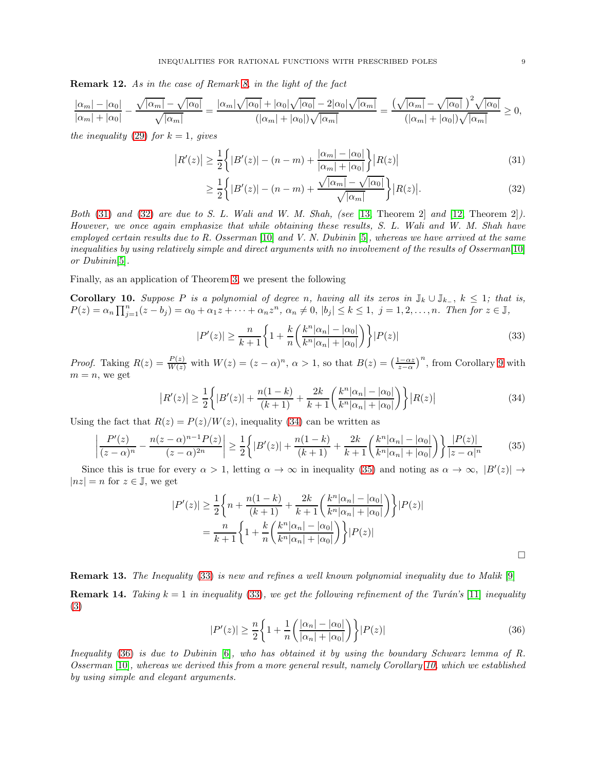**Remark 12.** *As in the case of Remark 8, in the light of the fact*

$$\frac{|\alpha_m|-|\alpha_0|}{|\alpha_m|+|\alpha_0|}-\frac{\sqrt{|\alpha_m|}-\sqrt{|\alpha_0|}}{\sqrt{|\alpha_m|}}=\frac{|\alpha_m|\sqrt{|\alpha_0|}+|\alpha_0|\sqrt{|\alpha_0|}-2|\alpha_0|\sqrt{|\alpha_m|}}{(|\alpha_m|+|\alpha_0|)\sqrt{|\alpha_m|}}=\frac{\left(\sqrt{|\alpha_m|}-\sqrt{|\alpha_0|}\ \right)^2\sqrt{|\alpha_0|}}{(|\alpha_m|+|\alpha_0|)\sqrt{|\alpha_m|}}\geq 0,$$

*the inequality (29) for $k=1$, gives*

$$\big|R'(z)\big| \geq \frac{1}{2}\bigg\{|B'(z)|-(n-m)+\frac{|\alpha_m|-|\alpha_0|}{|\alpha_m|+|\alpha_0|}\bigg\}\big|R(z)\big| \tag{31}$$

$$\geq \frac{1}{2}\bigg\{|B'(z)|-(n-m)+\frac{\sqrt{|\alpha_m|}-\sqrt{|\alpha_0|}}{\sqrt{|\alpha_m|}}\bigg\}\big|R(z)\big|. \tag{32}$$

*Both (31) and (32) are due to S. L. Wali and W. M. Shah, (see [13, Theorem 2] and [12, Theorem 2]). However, we once again emphasize that while obtaining these results, S. L. Wali and W. M. Shah have employed certain results due to R. Osserman [10] and V. N. Dubinin [5], whereas we have arrived at the same inequalities by using relatively simple and direct arguments with no involvement of the results of Osserman[10] or Dubinin[5].*

Finally, as an application of Theorem 3, we present the following

**Corollary 10.** *Suppose $P$ is a polynomial of degree $n$, having all its zeros in $\mathbb{J}_k\cup\mathbb{J}_{k_-}$, $k\leq 1$; that is, $P(z)=\alpha_n\prod_{j=1}^{n}(z-b_j)=\alpha_0+\alpha_1 z+\cdots+\alpha_n z^n$, $\alpha_n\neq 0$, $|b_j|\leq k\leq 1$, $j=1,2,\ldots,n$. Then for $z\in\mathbb{J}$,*

$$|P'(z)|\geq \frac{n}{k+1}\bigg\{1+\frac{k}{n}\bigg(\frac{k^n|\alpha_n|-|\alpha_0|}{k^n|\alpha_n|+|\alpha_0|}\bigg)\bigg\}|P(z)| \tag{33}$$

*Proof.* Taking $R(z)=\frac{P(z)}{W(z)}$ with $W(z)=(z-\alpha)^n$, $\alpha>1$, so that $B(z)=\left(\frac{1-\alpha z}{z-\alpha}\right)^n$, from Corollary 9 with $m=n$, we get

$$\big|R'(z)\big|\geq \frac{1}{2}\bigg\{|B'(z)|+\frac{n(1-k)}{(k+1)}+\frac{2k}{k+1}\bigg(\frac{k^n|\alpha_n|-|\alpha_0|}{k^n|\alpha_n|+|\alpha_0|}\bigg)\bigg\}\big|R(z)\big| \tag{34}$$

Using the fact that $R(z)=P(z)/W(z)$, inequality (34) can be written as

$$\bigg|\frac{P'(z)}{(z-\alpha)^n}-\frac{n(z-\alpha)^{n-1}P(z)}{(z-\alpha)^{2n}}\bigg|\geq \frac{1}{2}\bigg\{|B'(z)|+\frac{n(1-k)}{(k+1)}+\frac{2k}{k+1}\bigg(\frac{k^n|\alpha_n|-|\alpha_0|}{k^n|\alpha_n|+|\alpha_0|}\bigg)\bigg\}\frac{|P(z)|}{|z-\alpha|^n} \tag{35}$$

Since this is true for every $\alpha>1$, letting $\alpha\to\infty$ in inequality (35) and noting as $\alpha\to\infty$, $|B'(z)|\to |nz|=n$ for $z\in\mathbb{J}$, we get

$$\begin{aligned}|P'(z)|&\geq \frac{1}{2}\bigg\{n+\frac{n(1-k)}{(k+1)}+\frac{2k}{k+1}\bigg(\frac{k^n|\alpha_n|-|\alpha_0|}{k^n|\alpha_n|+|\alpha_0|}\bigg)\bigg\}|P(z)|\\ &=\frac{n}{k+1}\bigg\{1+\frac{k}{n}\bigg(\frac{k^n|\alpha_n|-|\alpha_0|}{k^n|\alpha_n|+|\alpha_0|}\bigg)\bigg\}|P(z)|\end{aligned}$$

□

**Remark 13.** *The Inequality (33) is new and refines a well known polynomial inequality due to Malik [9]*

**Remark 14.** *Taking $k=1$ in inequality (33), we get the following refinement of the Turán's [11] inequality (3)*

$$|P'(z)|\geq \frac{n}{2}\bigg\{1+\frac{1}{n}\bigg(\frac{|\alpha_n|-|\alpha_0|}{|\alpha_n|+|\alpha_0|}\bigg)\bigg\}|P(z)| \tag{36}$$

*Inequality (36) is due to Dubinin [6], who has obtained it by using the boundary Schwarz lemma of R. Osserman [10], whereas we derived this from a more general result, namely Corollary 10, which we established by using simple and elegant arguments.*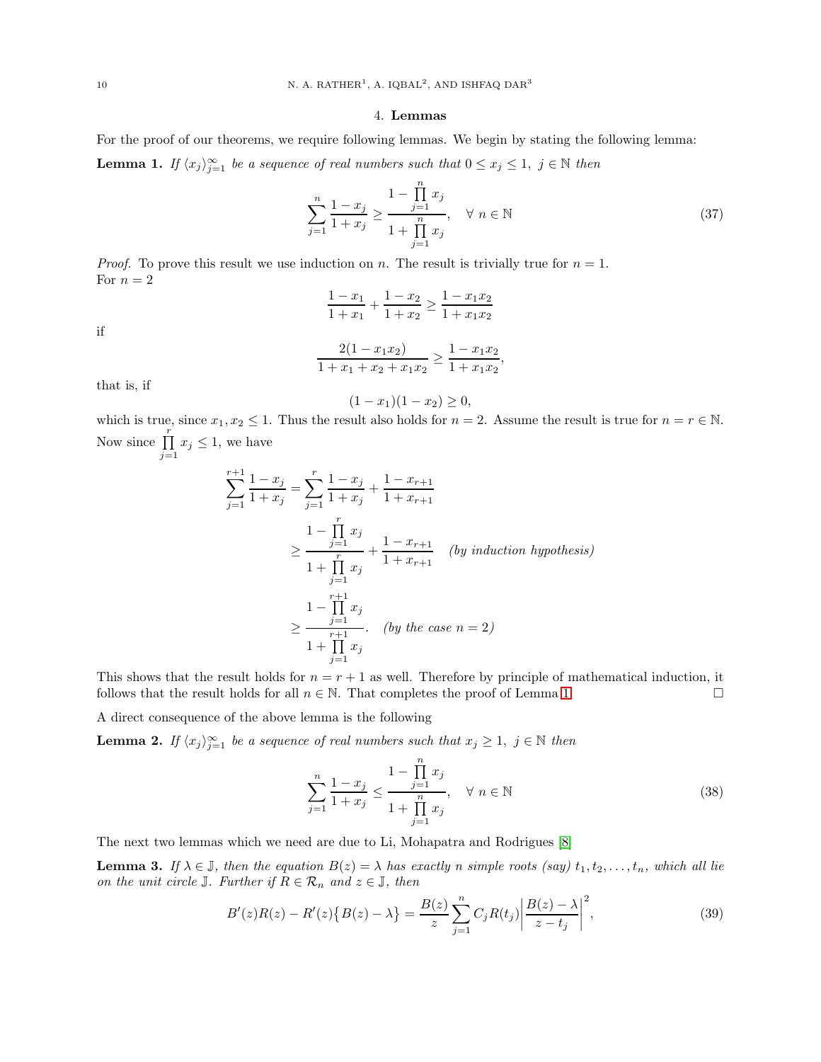## 4. Lemmas

For the proof of our theorems, we require following lemmas. We begin by stating the following lemma:

**Lemma 1.** *If $\langle x_j \rangle_{j=1}^{\infty}$ be a sequence of real numbers such that $0 \leq x_j \leq 1,\ j \in \mathbb{N}$ then*

$$\sum_{j=1}^{n} \frac{1-x_j}{1+x_j} \geq \frac{1-\prod\limits_{j=1}^{n} x_j}{1+\prod\limits_{j=1}^{n} x_j}, \quad \forall\ n \in \mathbb{N} \tag{37}$$

*Proof.* To prove this result we use induction on $n$. The result is trivially true for $n = 1$.
For $n = 2$

$$\frac{1-x_1}{1+x_1} + \frac{1-x_2}{1+x_2} \geq \frac{1-x_1x_2}{1+x_1x_2}$$

if

$$\frac{2(1-x_1x_2)}{1+x_1+x_2+x_1x_2} \geq \frac{1-x_1x_2}{1+x_1x_2},$$

that is, if

$$(1-x_1)(1-x_2) \geq 0,$$

which is true, since $x_1, x_2 \leq 1$. Thus the result also holds for $n = 2$. Assume the result is true for $n = r \in \mathbb{N}$. Now since $\prod\limits_{j=1}^{r} x_j \leq 1$, we have

$$\begin{aligned}
\sum_{j=1}^{r+1} \frac{1-x_j}{1+x_j} &= \sum_{j=1}^{r} \frac{1-x_j}{1+x_j} + \frac{1-x_{r+1}}{1+x_{r+1}} \\
&\geq \frac{1-\prod\limits_{j=1}^{r} x_j}{1+\prod\limits_{j=1}^{r} x_j} + \frac{1-x_{r+1}}{1+x_{r+1}} \quad \textit{(by induction hypothesis)} \\
&\geq \frac{1-\prod\limits_{j=1}^{r+1} x_j}{1+\prod\limits_{j=1}^{r+1} x_j}. \quad \textit{(by the case } n=2\textit{)}
\end{aligned}$$

This shows that the result holds for $n = r + 1$ as well. Therefore by principle of mathematical induction, it follows that the result holds for all $n \in \mathbb{N}$. That completes the proof of Lemma 1. $\square$

A direct consequence of the above lemma is the following

**Lemma 2.** *If $\langle x_j \rangle_{j=1}^{\infty}$ be a sequence of real numbers such that $x_j \geq 1,\ j \in \mathbb{N}$ then*

$$\sum_{j=1}^{n} \frac{1-x_j}{1+x_j} \leq \frac{1-\prod\limits_{j=1}^{n} x_j}{1+\prod\limits_{j=1}^{n} x_j}, \quad \forall\ n \in \mathbb{N} \tag{38}$$

The next two lemmas which we need are due to Li, Mohapatra and Rodrigues [8]

**Lemma 3.** *If $\lambda \in \mathbb{J}$, then the equation $B(z) = \lambda$ has exactly $n$ simple roots (say) $t_1, t_2, \ldots, t_n$, which all lie on the unit circle $\mathbb{J}$. Further if $R \in \mathcal{R}_n$ and $z \in \mathbb{J}$, then*

$$B'(z)R(z) - R'(z)\big\{B(z) - \lambda\big\} = \frac{B(z)}{z} \sum_{j=1}^{n} C_j R(t_j) \left| \frac{B(z) - \lambda}{z - t_j} \right|^2, \tag{39}$$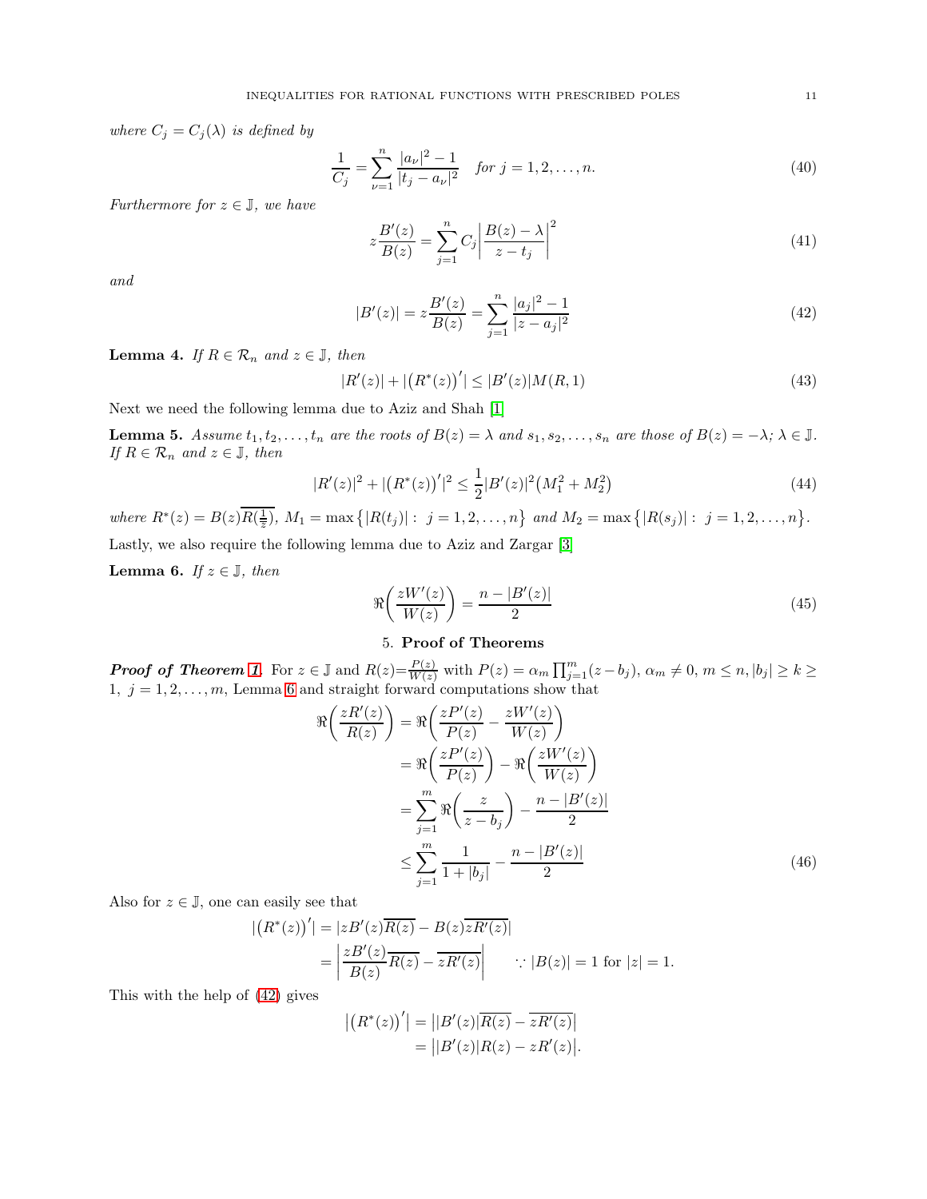*where $C_j = C_j(\lambda)$ is defined by*

$$\frac{1}{C_j} = \sum_{\nu=1}^{n} \frac{|a_\nu|^2 - 1}{|t_j - a_\nu|^2} \quad \text{for } j = 1, 2, \ldots, n. \tag{40}$$

*Furthermore for $z \in \mathbb{J}$, we have*

$$z\frac{B'(z)}{B(z)} = \sum_{j=1}^{n} C_j \left| \frac{B(z) - \lambda}{z - t_j} \right|^2 \tag{41}$$

*and*

$$|B'(z)| = z\frac{B'(z)}{B(z)} = \sum_{j=1}^{n} \frac{|a_j|^2 - 1}{|z - a_j|^2} \tag{42}$$

**Lemma 4.** *If $R \in \mathcal{R}_n$ and $z \in \mathbb{J}$, then*

$$|R'(z)| + |\big(R^*(z)\big)'| \leq |B'(z)| M(R, 1) \tag{43}$$

Next we need the following lemma due to Aziz and Shah [1]

**Lemma 5.** *Assume $t_1, t_2, \ldots, t_n$ are the roots of $B(z) = \lambda$ and $s_1, s_2, \ldots, s_n$ are those of $B(z) = -\lambda$; $\lambda \in \mathbb{J}$. If $R \in \mathcal{R}_n$ and $z \in \mathbb{J}$, then*

$$|R'(z)|^2 + |\big(R^*(z)\big)'|^2 \leq \frac{1}{2}|B'(z)|^2 \big(M_1^2 + M_2^2\big) \tag{44}$$

*where $R^*(z) = B(z)\overline{R(\frac{1}{\overline{z}})}$, $M_1 = \max\big\{|R(t_j)| : \ j = 1, 2, \ldots, n\big\}$ and $M_2 = \max\big\{|R(s_j)| : \ j = 1, 2, \ldots, n\big\}$.*

Lastly, we also require the following lemma due to Aziz and Zargar [3]

**Lemma 6.** *If $z \in \mathbb{J}$, then*

$$\Re\bigg(\frac{zW'(z)}{W(z)}\bigg) = \frac{n - |B'(z)|}{2} \tag{45}$$

## 5. Proof of Theorems

***Proof of Theorem 1.*** For $z \in \mathbb{J}$ and $R(z) = \frac{P(z)}{W(z)}$ with $P(z) = \alpha_m \prod_{j=1}^{m}(z - b_j)$, $\alpha_m \neq 0$, $m \leq n, |b_j| \geq k \geq 1$, $j = 1, 2, \ldots, m$, Lemma 6 and straight forward computations show that

$$\begin{aligned}
\Re\bigg(\frac{zR'(z)}{R(z)}\bigg) &= \Re\bigg(\frac{zP'(z)}{P(z)} - \frac{zW'(z)}{W(z)}\bigg) \\
&= \Re\bigg(\frac{zP'(z)}{P(z)}\bigg) - \Re\bigg(\frac{zW'(z)}{W(z)}\bigg) \\
&= \sum_{j=1}^{m} \Re\bigg(\frac{z}{z - b_j}\bigg) - \frac{n - |B'(z)|}{2} \\
&\leq \sum_{j=1}^{m} \frac{1}{1 + |b_j|} - \frac{n - |B'(z)|}{2}
\end{aligned} \tag{46}$$

Also for $z \in \mathbb{J}$, one can easily see that

$$\begin{aligned}
|\big(R^*(z)\big)'| &= |zB'(z)\overline{R(z)} - B(z)\overline{zR'(z)}| \\
&= \bigg|\frac{zB'(z)}{B(z)}\overline{R(z)} - \overline{zR'(z)}\bigg| \qquad \because |B(z)| = 1 \text{ for } |z| = 1.
\end{aligned}$$

This with the help of (42) gives

$$\begin{aligned}
\big|\big(R^*(z)\big)'\big| &= \big||B'(z)|\overline{R(z)} - \overline{zR'(z)}\big| \\
&= \big||B'(z)|R(z) - zR'(z)\big|.
\end{aligned}$$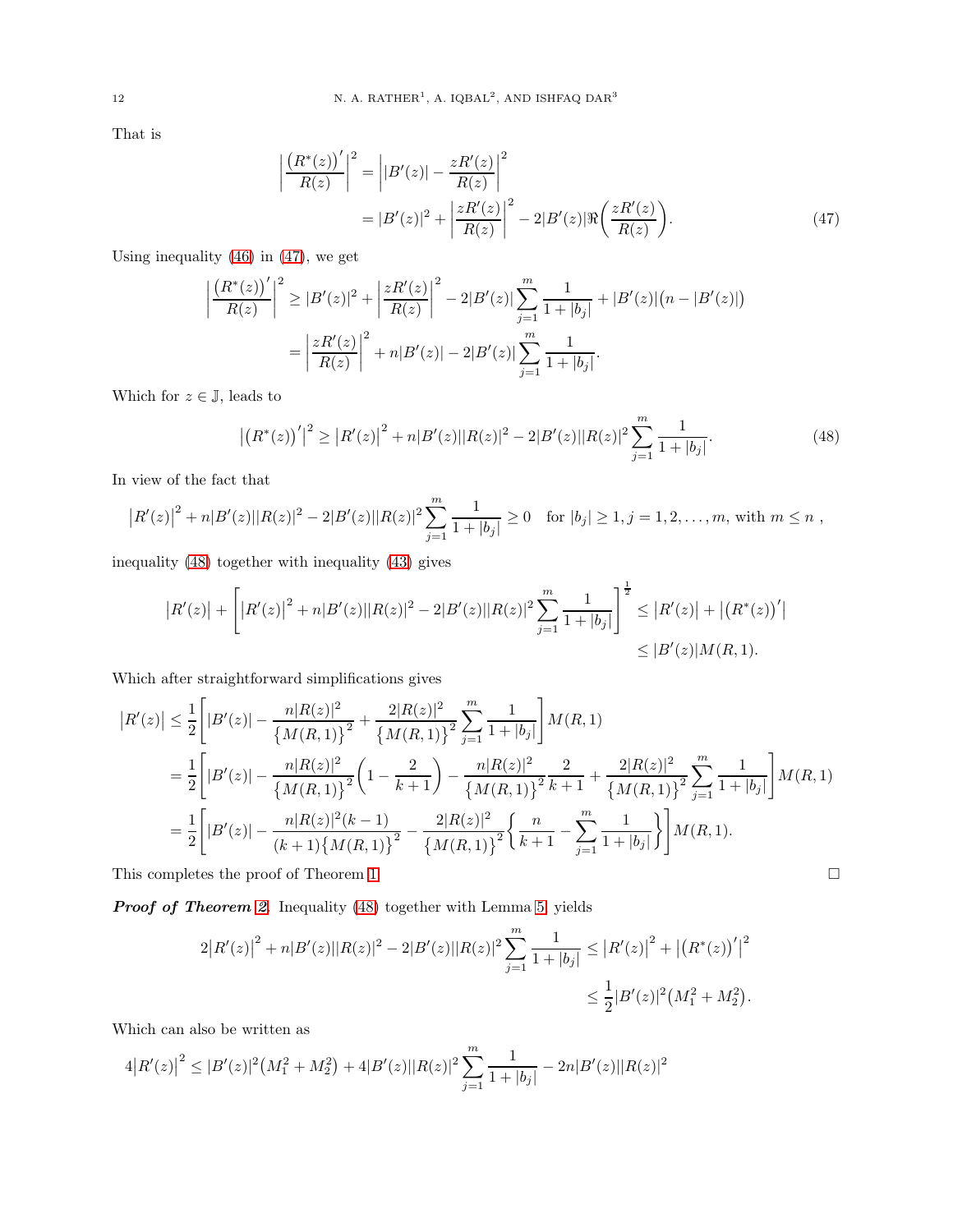That is

$$
\begin{aligned}
\left|\frac{\big(R^*(z)\big)'}{R(z)}\right|^2 &= \left||B'(z)| - \frac{zR'(z)}{R(z)}\right|^2 \\
&= |B'(z)|^2 + \left|\frac{zR'(z)}{R(z)}\right|^2 - 2|B'(z)|\Re\bigg(\frac{zR'(z)}{R(z)}\bigg). \qquad (47)
\end{aligned}
$$

Using inequality (46) in (47), we get

$$
\begin{aligned}
\left|\frac{\big(R^*(z)\big)'}{R(z)}\right|^2 &\geq |B'(z)|^2 + \left|\frac{zR'(z)}{R(z)}\right|^2 - 2|B'(z)|\sum_{j=1}^{m}\frac{1}{1+|b_j|} + |B'(z)|\big(n - |B'(z)|\big) \\
&= \left|\frac{zR'(z)}{R(z)}\right|^2 + n|B'(z)| - 2|B'(z)|\sum_{j=1}^{m}\frac{1}{1+|b_j|}.
\end{aligned}
$$

Which for $z \in \mathbb{J}$, leads to

$$
\big|\big(R^*(z)\big)'\big|^2 \geq \big|R'(z)\big|^2 + n|B'(z)||R(z)|^2 - 2|B'(z)||R(z)|^2\sum_{j=1}^{m}\frac{1}{1+|b_j|}. \qquad (48)
$$

In view of the fact that

$$
\big|R'(z)\big|^2 + n|B'(z)||R(z)|^2 - 2|B'(z)||R(z)|^2\sum_{j=1}^{m}\frac{1}{1+|b_j|} \geq 0 \quad \text{for } |b_j|\geq 1, j=1,2,\ldots,m, \text{ with } m\leq n\ ,
$$

inequality (48) together with inequality (43) gives

$$
\begin{aligned}
\big|R'(z)\big| + \left[\big|R'(z)\big|^2 + n|B'(z)||R(z)|^2 - 2|B'(z)||R(z)|^2\sum_{j=1}^{m}\frac{1}{1+|b_j|}\right]^{\frac{1}{2}} &\leq \big|R'(z)\big| + \big|\big(R^*(z)\big)'\big| \\
&\leq |B'(z)|M(R,1).
\end{aligned}
$$

Which after straightforward simplifications gives

$$
\begin{aligned}
\big|R'(z)\big| &\leq \frac{1}{2}\left[|B'(z)| - \frac{n|R(z)|^2}{\big\{M(R,1)\big\}^2} + \frac{2|R(z)|^2}{\big\{M(R,1)\big\}^2}\sum_{j=1}^{m}\frac{1}{1+|b_j|}\right]M(R,1) \\
&= \frac{1}{2}\left[|B'(z)| - \frac{n|R(z)|^2}{\big\{M(R,1)\big\}^2}\bigg(1 - \frac{2}{k+1}\bigg) - \frac{n|R(z)|^2}{\big\{M(R,1)\big\}^2}\frac{2}{k+1} + \frac{2|R(z)|^2}{\big\{M(R,1)\big\}^2}\sum_{j=1}^{m}\frac{1}{1+|b_j|}\right]M(R,1) \\
&= \frac{1}{2}\left[|B'(z)| - \frac{n|R(z)|^2(k-1)}{(k+1)\big\{M(R,1)\big\}^2} - \frac{2|R(z)|^2}{\big\{M(R,1)\big\}^2}\bigg\{\frac{n}{k+1} - \sum_{j=1}^{m}\frac{1}{1+|b_j|}\bigg\}\right]M(R,1).
\end{aligned}
$$

This completes the proof of Theorem 1. $\square$

***Proof of Theorem 2.*** Inequality (48) together with Lemma 5, yields

$$
\begin{aligned}
2\big|R'(z)\big|^2 + n|B'(z)||R(z)|^2 - 2|B'(z)||R(z)|^2\sum_{j=1}^{m}\frac{1}{1+|b_j|} &\leq \big|R'(z)\big|^2 + \big|\big(R^*(z)\big)'\big|^2 \\
&\leq \frac{1}{2}|B'(z)|^2\big(M_1^2 + M_2^2\big).
\end{aligned}
$$

Which can also be written as

$$
4\big|R'(z)\big|^2 \leq |B'(z)|^2\big(M_1^2 + M_2^2\big) + 4|B'(z)||R(z)|^2\sum_{j=1}^{m}\frac{1}{1+|b_j|} - 2n|B'(z)||R(z)|^2
$$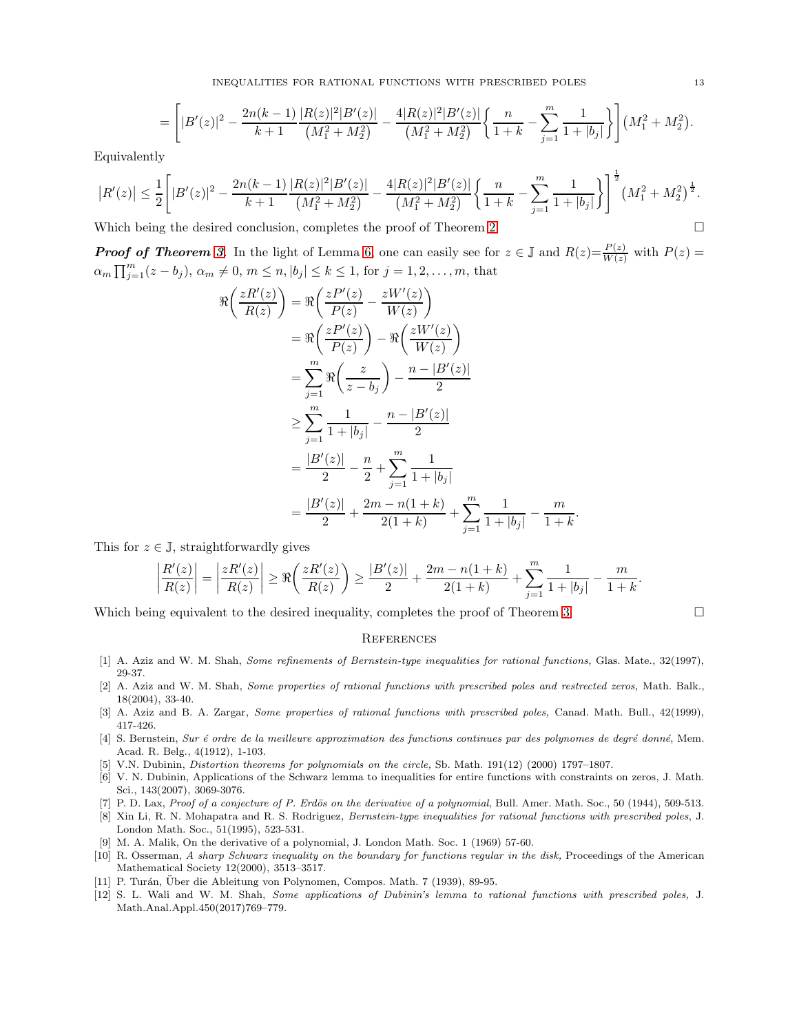$$= \left[ |B'(z)|^2 - \frac{2n(k-1)}{k+1} \frac{|R(z)|^2|B'(z)|}{\left(M_1^2+M_2^2\right)} - \frac{4|R(z)|^2|B'(z)|}{\left(M_1^2+M_2^2\right)} \left\{ \frac{n}{1+k} - \sum_{j=1}^{m} \frac{1}{1+|b_j|} \right\} \right] \left(M_1^2+M_2^2\right).$$

Equivalently

$$\left|R'(z)\right| \leq \frac{1}{2} \left[ |B'(z)|^2 - \frac{2n(k-1)}{k+1} \frac{|R(z)|^2|B'(z)|}{\left(M_1^2+M_2^2\right)} - \frac{4|R(z)|^2|B'(z)|}{\left(M_1^2+M_2^2\right)} \left\{ \frac{n}{1+k} - \sum_{j=1}^{m} \frac{1}{1+|b_j|} \right\} \right]^{\frac{1}{2}} \left(M_1^2+M_2^2\right)^{\frac{1}{2}}.$$

Which being the desired conclusion, completes the proof of Theorem 2. $\square$

***Proof of Theorem 3.*** In the light of Lemma 6, one can easily see for $z \in \mathbb{J}$ and $R(z)=\frac{P(z)}{W(z)}$ with $P(z) = \alpha_m \prod_{j=1}^{m}(z-b_j)$, $\alpha_m \neq 0$, $m \leq n, |b_j| \leq k \leq 1$, for $j = 1, 2, \ldots, m$, that

$$\begin{aligned}
\Re\left(\frac{zR'(z)}{R(z)}\right) &= \Re\left(\frac{zP'(z)}{P(z)} - \frac{zW'(z)}{W(z)}\right) \\
&= \Re\left(\frac{zP'(z)}{P(z)}\right) - \Re\left(\frac{zW'(z)}{W(z)}\right) \\
&= \sum_{j=1}^{m} \Re\left(\frac{z}{z-b_j}\right) - \frac{n-|B'(z)|}{2} \\
&\geq \sum_{j=1}^{m} \frac{1}{1+|b_j|} - \frac{n-|B'(z)|}{2} \\
&= \frac{|B'(z)|}{2} - \frac{n}{2} + \sum_{j=1}^{m} \frac{1}{1+|b_j|} \\
&= \frac{|B'(z)|}{2} + \frac{2m-n(1+k)}{2(1+k)} + \sum_{j=1}^{m} \frac{1}{1+|b_j|} - \frac{m}{1+k}.
\end{aligned}$$

This for $z \in \mathbb{J}$, straightforwardly gives

$$\left|\frac{R'(z)}{R(z)}\right| = \left|\frac{zR'(z)}{R(z)}\right| \geq \Re\left(\frac{zR'(z)}{R(z)}\right) \geq \frac{|B'(z)|}{2} + \frac{2m-n(1+k)}{2(1+k)} + \sum_{j=1}^{m} \frac{1}{1+|b_j|} - \frac{m}{1+k}.$$

Which being equivalent to the desired inequality, completes the proof of Theorem 3. $\square$

## References

[1] A. Aziz and W. M. Shah, *Some refinements of Bernstein-type inequalities for rational functions,* Glas. Mate., 32(1997), 29-37.

[2] A. Aziz and W. M. Shah, *Some properties of rational functions with prescribed poles and restrected zeros,* Math. Balk., 18(2004), 33-40.

[3] A. Aziz and B. A. Zargar, *Some properties of rational functions with prescribed poles,* Canad. Math. Bull., 42(1999), 417-426.

[4] S. Bernstein, *Sur é ordre de la meilleure approximation des functions continues par des polynomes de degré donné*, Mem. Acad. R. Belg., 4(1912), 1-103.

[5] V.N. Dubinin, *Distortion theorems for polynomials on the circle,* Sb. Math. 191(12) (2000) 1797–1807.

[6] V. N. Dubinin, Applications of the Schwarz lemma to inequalities for entire functions with constraints on zeros, J. Math. Sci., 143(2007), 3069-3076.

[7] P. D. Lax, *Proof of a conjecture of P. Erdös on the derivative of a polynomial*, Bull. Amer. Math. Soc., 50 (1944), 509-513.

[8] Xin Li, R. N. Mohapatra and R. S. Rodriguez, *Bernstein-type inequalities for rational functions with prescribed poles*, J. London Math. Soc., 51(1995), 523-531.

[9] M. A. Malik, On the derivative of a polynomial, J. London Math. Soc. 1 (1969) 57-60.

[10] R. Osserman, *A sharp Schwarz inequality on the boundary for functions regular in the disk,* Proceedings of the American Mathematical Society 12(2000), 3513–3517.

[11] P. Turán, Über die Ableitung von Polynomen, Compos. Math. 7 (1939), 89-95.

[12] S. L. Wali and W. M. Shah, *Some applications of Dubinin's lemma to rational functions with prescribed poles,* J. Math.Anal.Appl.450(2017)769–779.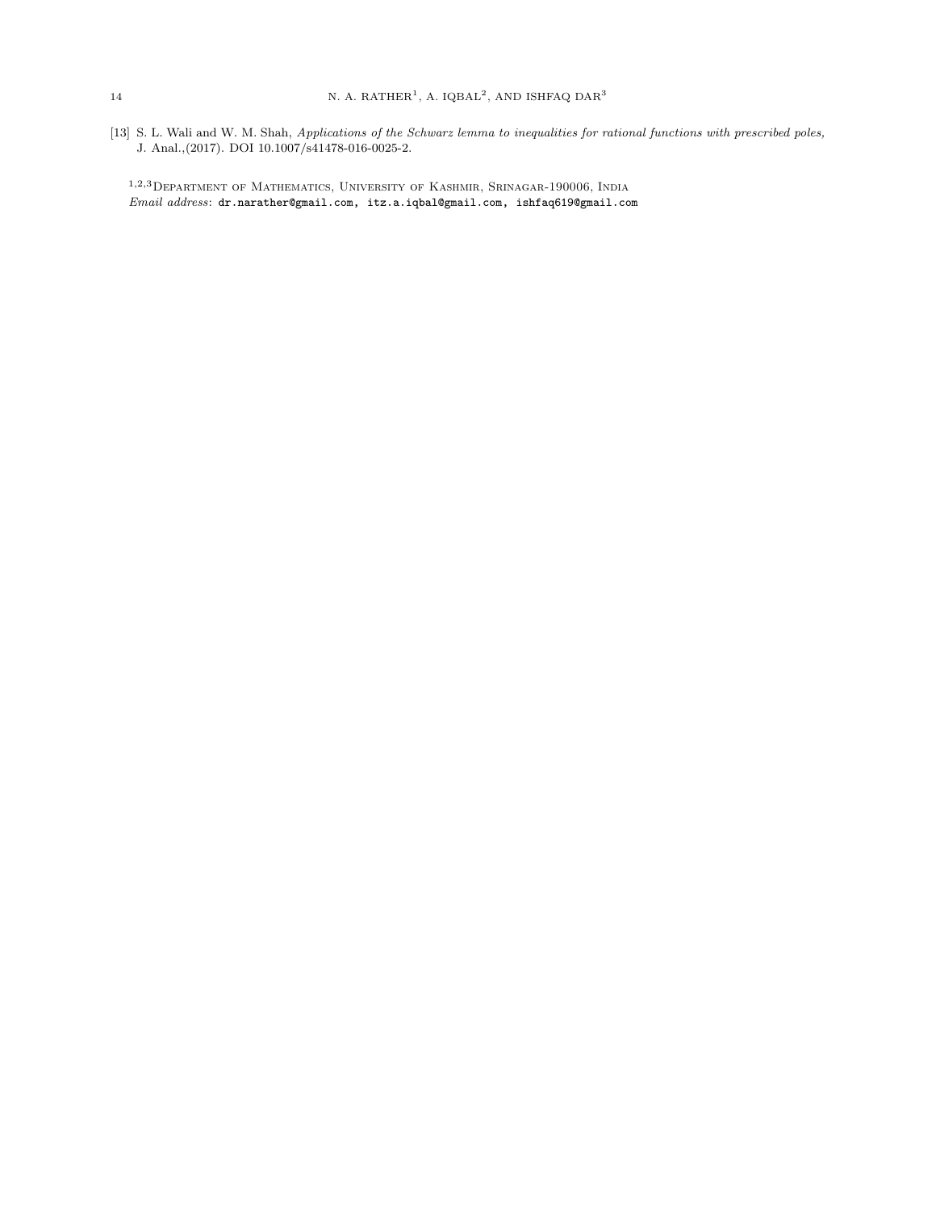[13] S. L. Wali and W. M. Shah, *Applications of the Schwarz lemma to inequalities for rational functions with prescribed poles,* J. Anal.,(2017). DOI 10.1007/s41478-016-0025-2.

[1,2,3]Department of Mathematics, University of Kashmir, Srinagar-190006, India
*Email address*: `dr.narather@gmail.com, itz.a.iqbal@gmail.com, ishfaq619@gmail.com`